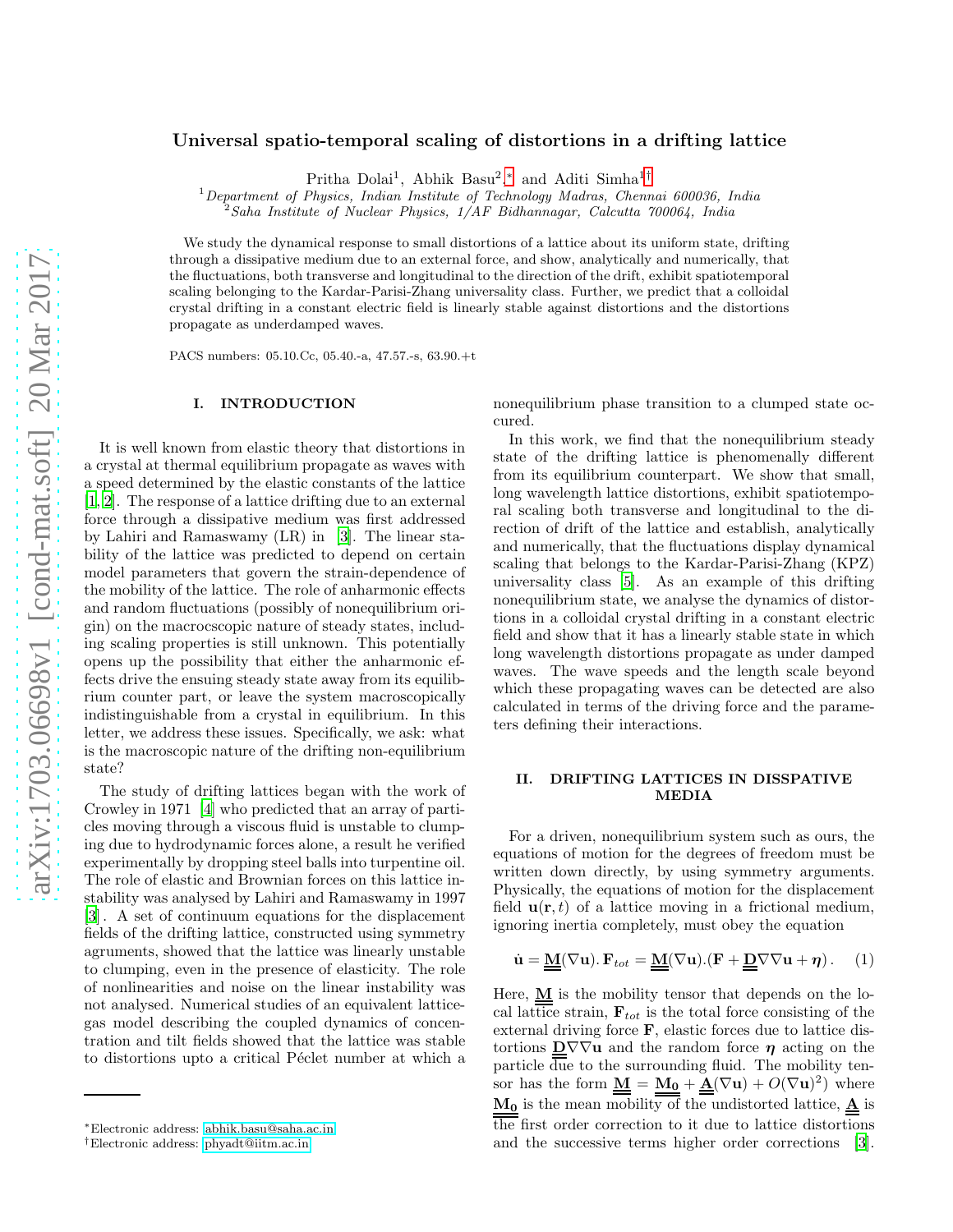# Universal spatio-temporal scaling of distortions in a drifting lattice

Pritha Dolai[1], Abhik Basu[2,*] and Aditi Simha[1,†]

[1] *Department of Physics, Indian Institute of Technology Madras, Chennai 600036, India*
[2] *Saha Institute of Nuclear Physics, 1/AF Bidhannagar, Calcutta 700064, India*

We study the dynamical response to small distortions of a lattice about its uniform state, drifting through a dissipative medium due to an external force, and show, analytically and numerically, that the fluctuations, both transverse and longitudinal to the direction of the drift, exhibit spatiotemporal scaling belonging to the Kardar-Parisi-Zhang universality class. Further, we predict that a colloidal crystal drifting in a constant electric field is linearly stable against distortions and the distortions propagate as underdamped waves.

PACS numbers: 05.10.Cc, 05.40.-a, 47.57.-s, 63.90.+t

## I. INTRODUCTION

It is well known from elastic theory that distortions in a crystal at thermal equilibrium propagate as waves with a speed determined by the elastic constants of the lattice [1, 2]. The response of a lattice drifting due to an external force through a dissipative medium was first addressed by Lahiri and Ramaswamy (LR) in [3]. The linear stability of the lattice was predicted to depend on certain model parameters that govern the strain-dependence of the mobility of the lattice. The role of anharmonic effects and random fluctuations (possibly of nonequilibrium origin) on the macrocscopic nature of steady states, including scaling properties is still unknown. This potentially opens up the possibility that either the anharmonic effects drive the ensuing steady state away from its equilibrium counter part, or leave the system macroscopically indistinguishable from a crystal in equilibrium. In this letter, we address these issues. Specifically, we ask: what is the macroscopic nature of the drifting non-equilibrium state?

The study of drifting lattices began with the work of Crowley in 1971 [4] who predicted that an array of particles moving through a viscous fluid is unstable to clumping due to hydrodynamic forces alone, a result he verified experimentally by dropping steel balls into turpentine oil. The role of elastic and Brownian forces on this lattice instability was analysed by Lahiri and Ramaswamy in 1997 [3]. A set of continuum equations for the displacement fields of the drifting lattice, constructed using symmetry agruments, showed that the lattice was linearly unstable to clumping, even in the presence of elasticity. The role of nonlinearities and noise on the linear instability was not analysed. Numerical studies of an equivalent lattice-gas model describing the coupled dynamics of concentration and tilt fields showed that the lattice was stable to distortions upto a critical Péclet number at which a nonequilibrium phase transition to a clumped state occured.

In this work, we find that the nonequilibrium steady state of the drifting lattice is phenomenally different from its equilibrium counterpart. We show that small, long wavelength lattice distortions, exhibit spatiotemporal scaling both transverse and longitudinal to the direction of drift of the lattice and establish, analytically and numerically, that the fluctuations display dynamical scaling that belongs to the Kardar-Parisi-Zhang (KPZ) universality class [5]. As an example of this drifting nonequilibrium state, we analyse the dynamics of distortions in a colloidal crystal drifting in a constant electric field and show that it has a linearly stable state in which long wavelength distortions propagate as under damped waves. The wave speeds and the length scale beyond which these propagating waves can be detected are also calculated in terms of the driving force and the parameters defining their interactions.

## II. DRIFTING LATTICES IN DISSPATIVE MEDIA

For a driven, nonequilibrium system such as ours, the equations of motion for the degrees of freedom must be written down directly, by using symmetry arguments. Physically, the equations of motion for the displacement field $\mathbf{u}(\mathbf{r}, t)$ of a lattice moving in a frictional medium, ignoring inertia completely, must obey the equation

$$\dot{\mathbf{u}} = \underline{\underline{\mathbf{M}}}(\nabla \mathbf{u}).\, \mathbf{F}_{tot} = \underline{\underline{\mathbf{M}}}(\nabla \mathbf{u}).(\mathbf{F} + \underline{\underline{\mathbf{D}}}\nabla\nabla\mathbf{u} + \boldsymbol{\eta})\,. \quad (1)$$

Here, $\underline{\underline{\mathbf{M}}}$ is the mobility tensor that depends on the local lattice strain, $\mathbf{F}_{tot}$ is the total force consisting of the external driving force $\mathbf{F}$, elastic forces due to lattice distortions $\underline{\underline{\mathbf{D}}}\nabla\nabla\mathbf{u}$ and the random force $\boldsymbol{\eta}$ acting on the particle due to the surrounding fluid. The mobility tensor has the form $\underline{\underline{\mathbf{M}}} = \underline{\underline{\mathbf{M_0}}} + \underline{\underline{\mathbf{A}}}(\nabla \mathbf{u}) + O(\nabla \mathbf{u})^2)$ where $\underline{\underline{\mathbf{M_0}}}$ is the mean mobility of the undistorted lattice, $\underline{\underline{\mathbf{A}}}$ is the first order correction to it due to lattice distortions and the successive terms higher order corrections [3].

---

*Electronic address: abhik.basu@saha.ac.in
†Electronic address: phyadt@iitm.ac.in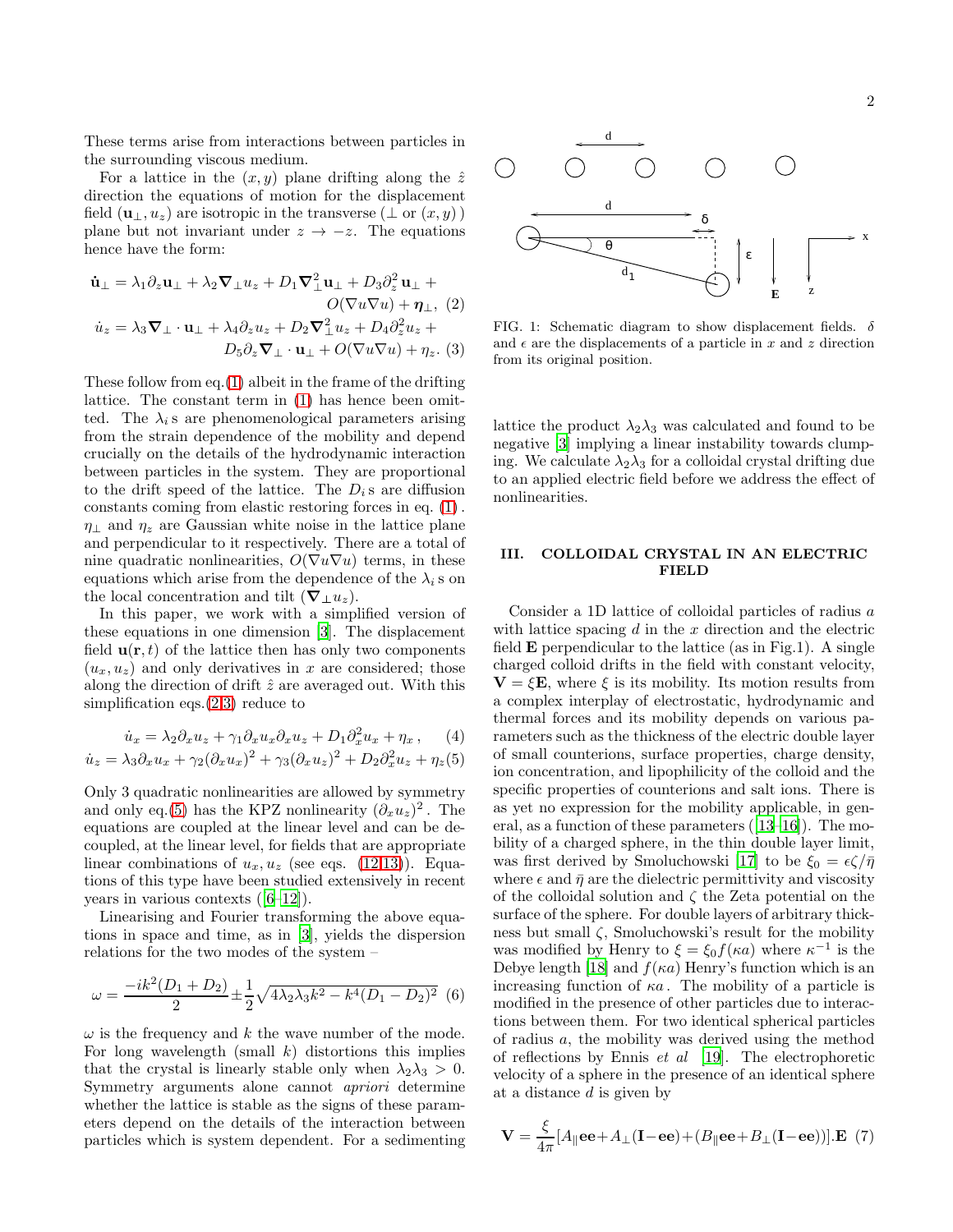These terms arise from interactions between particles in the surrounding viscous medium.

For a lattice in the $(x, y)$ plane drifting along the $\hat{z}$ direction the equations of motion for the displacement field $(\mathbf{u}_\perp, u_z)$ are isotropic in the transverse ($\perp$ or $(x, y)$) plane but not invariant under $z \to -z$. The equations hence have the form:

$$\dot{\mathbf{u}}_\perp = \lambda_1 \partial_z \mathbf{u}_\perp + \lambda_2 \boldsymbol{\nabla}_\perp u_z + D_1 \boldsymbol{\nabla}_\perp^2 \mathbf{u}_\perp + D_3 \partial_z^2 \mathbf{u}_\perp + O(\nabla u \nabla u) + \boldsymbol{\eta}_\perp, \quad (2)$$

$$\dot{u}_z = \lambda_3 \boldsymbol{\nabla}_\perp \cdot \mathbf{u}_\perp + \lambda_4 \partial_z u_z + D_2 \boldsymbol{\nabla}_\perp^2 u_z + D_4 \partial_z^2 u_z + D_5 \partial_z \boldsymbol{\nabla}_\perp \cdot \mathbf{u}_\perp + O(\nabla u \nabla u) + \eta_z. \quad (3)$$

These follow from eq.(1) albeit in the frame of the drifting lattice. The constant term in (1) has hence been omitted. The $\lambda_i$s are phenomenological parameters arising from the strain dependence of the mobility and depend crucially on the details of the hydrodynamic interaction between particles in the system. They are proportional to the drift speed of the lattice. The $D_i$s are diffusion constants coming from elastic restoring forces in eq. (1). $\eta_\perp$ and $\eta_z$ are Gaussian white noise in the lattice plane and perpendicular to it respectively. There are a total of nine quadratic nonlinearities, $O(\nabla u \nabla u)$ terms, in these equations which arise from the dependence of the $\lambda_i$s on the local concentration and tilt $(\boldsymbol{\nabla}_\perp u_z)$.

In this paper, we work with a simplified version of these equations in one dimension [3]. The displacement field $\mathbf{u}(\mathbf{r}, t)$ of the lattice then has only two components $(u_x, u_z)$ and only derivatives in $x$ are considered; those along the direction of drift $\hat{z}$ are averaged out. With this simplification eqs.(2,3) reduce to

$$\dot{u}_x = \lambda_2 \partial_x u_z + \gamma_1 \partial_x u_x \partial_x u_z + D_1 \partial_x^2 u_x + \eta_x, \quad (4)$$

$$\dot{u}_z = \lambda_3 \partial_x u_x + \gamma_2 (\partial_x u_x)^2 + \gamma_3 (\partial_x u_z)^2 + D_2 \partial_x^2 u_z + \eta_z \quad (5)$$

Only 3 quadratic nonlinearities are allowed by symmetry and only eq.(5) has the KPZ nonlinearity $(\partial_x u_z)^2$. The equations are coupled at the linear level and can be decoupled, at the linear level, for fields that are appropriate linear combinations of $u_x, u_z$ (see eqs. (12,13)). Equations of this type have been studied extensively in recent years in various contexts ([6–12]).

Linearising and Fourier transforming the above equations in space and time, as in [3], yields the dispersion relations for the two modes of the system –

$$\omega = \frac{-ik^2(D_1 + D_2)}{2} \pm \frac{1}{2}\sqrt{4\lambda_2\lambda_3 k^2 - k^4(D_1 - D_2)^2} \quad (6)$$

$\omega$ is the frequency and $k$ the wave number of the mode. For long wavelength (small $k$) distortions this implies that the crystal is linearly stable only when $\lambda_2\lambda_3 > 0$. Symmetry arguments alone cannot *apriori* determine whether the lattice is stable as the signs of these parameters depend on the details of the interaction between particles which is system dependent. For a sedimenting lattice the product $\lambda_2\lambda_3$ was calculated and found to be negative [3] implying a linear instability towards clumping. We calculate $\lambda_2\lambda_3$ for a colloidal crystal drifting due to an applied electric field before we address the effect of nonlinearities.

FIG. 1: Schematic diagram to show displacement fields. $\delta$ and $\epsilon$ are the displacements of a particle in $x$ and $z$ direction from its original position.

## III. COLLOIDAL CRYSTAL IN AN ELECTRIC FIELD

Consider a 1D lattice of colloidal particles of radius $a$ with lattice spacing $d$ in the $x$ direction and the electric field $\mathbf{E}$ perpendicular to the lattice (as in Fig.1). A single charged colloid drifts in the field with constant velocity, $\mathbf{V} = \xi \mathbf{E}$, where $\xi$ is its mobility. Its motion results from a complex interplay of electrostatic, hydrodynamic and thermal forces and its mobility depends on various parameters such as the thickness of the electric double layer of small counterions, surface properties, charge density, ion concentration, and lipophilicity of the colloid and the specific properties of counterions and salt ions. There is as yet no expression for the mobility applicable, in general, as a function of these parameters ([13–16]). The mobility of a charged sphere, in the thin double layer limit, was first derived by Smoluchowski [17] to be $\xi_0 = \epsilon\zeta/\bar{\eta}$ where $\epsilon$ and $\bar{\eta}$ are the dielectric permittivity and viscosity of the colloidal solution and $\zeta$ the Zeta potential on the surface of the sphere. For double layers of arbitrary thickness but small $\zeta$, Smoluchowski's result for the mobility was modified by Henry to $\xi = \xi_0 f(\kappa a)$ where $\kappa^{-1}$ is the Debye length [18] and $f(\kappa a)$ Henry's function which is an increasing function of $\kappa a$. The mobility of a particle is modified in the presence of other particles due to interactions between them. For two identical spherical particles of radius $a$, the mobility was derived using the method of reflections by Ennis *et al* [19]. The electrophoretic velocity of a sphere in the presence of an identical sphere at a distance $d$ is given by

$$\mathbf{V} = \frac{\xi}{4\pi}[A_\parallel \mathbf{ee} + A_\perp(\mathbf{I} - \mathbf{ee}) + (B_\parallel \mathbf{ee} + B_\perp(\mathbf{I} - \mathbf{ee}))].\mathbf{E} \quad (7)$$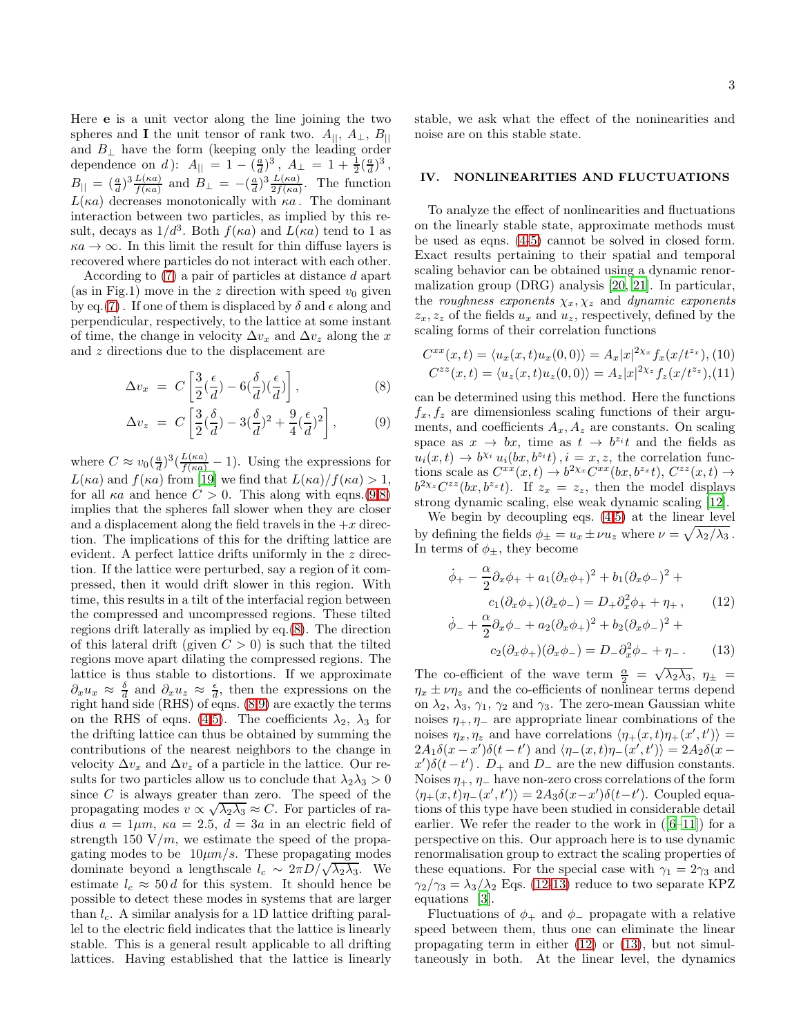Here $\mathbf{e}$ is a unit vector along the line joining the two spheres and $\mathbf{I}$ the unit tensor of rank two. $A_{||}$, $A_{\perp}$, $B_{||}$ and $B_{\perp}$ have the form (keeping only the leading order dependence on $d$): $A_{||} = 1 - (\frac{a}{d})^3$, $A_{\perp} = 1 + \frac{1}{2}(\frac{a}{d})^3$, $B_{||} = (\frac{a}{d})^3 \frac{L(\kappa a)}{f(\kappa a)}$ and $B_{\perp} = -(\frac{a}{d})^3 \frac{L(\kappa a)}{2f(\kappa a)}$. The function $L(\kappa a)$ decreases monotonically with $\kappa a$. The dominant interaction between two particles, as implied by this result, decays as $1/d^3$. Both $f(\kappa a)$ and $L(\kappa a)$ tend to 1 as $\kappa a \to \infty$. In this limit the result for thin diffuse layers is recovered where particles do not interact with each other.

According to (7) a pair of particles at distance $d$ apart (as in Fig.1) move in the $z$ direction with speed $v_0$ given by eq.(7). If one of them is displaced by $\delta$ and $\epsilon$ along and perpendicular, respectively, to the lattice at some instant of time, the change in velocity $\Delta v_x$ and $\Delta v_z$ along the $x$ and $z$ directions due to the displacement are

$$\Delta v_x = C\left[\frac{3}{2}(\frac{\epsilon}{d}) - 6(\frac{\delta}{d})(\frac{\epsilon}{d})\right], \tag{8}$$

$$\Delta v_z = C\left[\frac{3}{2}(\frac{\delta}{d}) - 3(\frac{\delta}{d})^2 + \frac{9}{4}(\frac{\epsilon}{d})^2\right], \tag{9}$$

where $C \approx v_0(\frac{a}{d})^3(\frac{L(\kappa a)}{f(\kappa a)} - 1)$. Using the expressions for $L(\kappa a)$ and $f(\kappa a)$ from [19] we find that $L(\kappa a)/f(\kappa a) > 1$, for all $\kappa a$ and hence $C > 0$. This along with eqns.(9,8) implies that the spheres fall slower when they are closer and a displacement along the field travels in the $+x$ direction. The implications of this for the drifting lattice are evident. A perfect lattice drifts uniformly in the $z$ direction. If the lattice were perturbed, say a region of it compressed, then it would drift slower in this region. With time, this results in a tilt of the interfacial region between the compressed and uncompressed regions. These tilted regions drift laterally as implied by eq.(8). The direction of this lateral drift (given $C > 0$) is such that the tilted regions move apart dilating the compressed regions. The lattice is thus stable to distortions. If we approximate $\partial_x u_x \approx \frac{\delta}{d}$ and $\partial_x u_z \approx \frac{\epsilon}{d}$, then the expressions on the right hand side (RHS) of eqns. (8,9) are exactly the terms on the RHS of eqns. (4,5). The coefficients $\lambda_2$, $\lambda_3$ for the drifting lattice can thus be obtained by summing the contributions of the nearest neighbors to the change in velocity $\Delta v_x$ and $\Delta v_z$ of a particle in the lattice. Our results for two particles allow us to conclude that $\lambda_2\lambda_3 > 0$ since $C$ is always greater than zero. The speed of the propagating modes $v \propto \sqrt{\lambda_2\lambda_3} \approx C$. For particles of radius $a = 1\mu m$, $\kappa a = 2.5$, $d = 3a$ in an electric field of strength 150 V$/m$, we estimate the speed of the propagating modes to be $10\mu m/s$. These propagating modes dominate beyond a lengthscale $l_c \sim 2\pi D/\sqrt{\lambda_2\lambda_3}$. We estimate $l_c \approx 50\, d$ for this system. It should hence be possible to detect these modes in systems that are larger than $l_c$. A similar analysis for a 1D lattice drifting parallel to the electric field indicates that the lattice is linearly stable. This is a general result applicable to all drifting lattices. Having established that the lattice is linearly stable, we ask what the effect of the noninearities and noise are on this stable state.

## IV. NONLINEARITIES AND FLUCTUATIONS

To analyze the effect of nonlinearities and fluctuations on the linearly stable state, approximate methods must be used as eqns. (4,5) cannot be solved in closed form. Exact results pertaining to their spatial and temporal scaling behavior can be obtained using a dynamic renormalization group (DRG) analysis [20, 21]. In particular, the *roughness exponents* $\chi_x, \chi_z$ and *dynamic exponents* $z_x, z_z$ of the fields $u_x$ and $u_z$, respectively, defined by the scaling forms of their correlation functions

$$C^{xx}(x,t) = \langle u_x(x,t)u_x(0,0)\rangle = A_x|x|^{2\chi_x} f_x(x/t^{z_x}), \tag{10}$$

$$C^{zz}(x,t) = \langle u_z(x,t)u_z(0,0)\rangle = A_z|x|^{2\chi_z} f_z(x/t^{z_z}), \tag{11}$$

can be determined using this method. Here the functions $f_x, f_z$ are dimensionless scaling functions of their arguments, and coefficients $A_x, A_z$ are constants. On scaling space as $x \to bx$, time as $t \to b^{z_i}t$ and the fields as $u_i(x,t) \to b^{\chi_i}\, u_i(bx, b^{z_i}t)\,, i = x, z$, the correlation functions scale as $C^{xx}(x,t) \to b^{2\chi_x}C^{xx}(bx, b^{z_x}t)$, $C^{zz}(x,t) \to b^{2\chi_z}C^{zz}(bx, b^{z_z}t)$. If $z_x = z_z$, then the model displays strong dynamic scaling, else weak dynamic scaling [12].

We begin by decoupling eqs. (4,5) at the linear level by defining the fields $\phi_\pm = u_x \pm \nu u_z$ where $\nu = \sqrt{\lambda_2/\lambda_3}$. In terms of $\phi_\pm$, they become

$$\dot{\phi}_+ - \frac{\alpha}{2}\partial_x\phi_+ + a_1(\partial_x\phi_+)^2 + b_1(\partial_x\phi_-)^2 + c_1(\partial_x\phi_+)(\partial_x\phi_-) = D_+\partial_x^2\phi_+ + \eta_+\,, \tag{12}$$

$$\dot{\phi}_- + \frac{\alpha}{2}\partial_x\phi_- + a_2(\partial_x\phi_+)^2 + b_2(\partial_x\phi_-)^2 + c_2(\partial_x\phi_+)(\partial_x\phi_-) = D_-\partial_x^2\phi_- + \eta_-\,. \tag{13}$$

The co-efficient of the wave term $\frac{\alpha}{2} = \sqrt{\lambda_2\lambda_3}$, $\eta_\pm = \eta_x \pm \nu\eta_z$ and the co-efficients of nonlinear terms depend on $\lambda_2$, $\lambda_3$, $\gamma_1$, $\gamma_2$ and $\gamma_3$. The zero-mean Gaussian white noises $\eta_+, \eta_-$ are appropriate linear combinations of the noises $\eta_x, \eta_z$ and have correlations $\langle\eta_+(x,t)\eta_+(x',t')\rangle = 2A_1\delta(x-x')\delta(t-t')$ and $\langle\eta_-(x,t)\eta_-(x',t')\rangle = 2A_2\delta(x-x')\delta(t-t')$. $D_+$ and $D_-$ are the new diffusion constants. Noises $\eta_+, \eta_-$ have non-zero cross correlations of the form $\langle\eta_+(x,t)\eta_-(x',t')\rangle = 2A_3\delta(x-x')\delta(t-t')$. Coupled equations of this type have been studied in considerable detail earlier. We refer the reader to the work in ([6–11]) for a perspective on this. Our approach here is to use dynamic renormalisation group to extract the scaling properties of these equations. For the special case with $\gamma_1 = 2\gamma_3$ and $\gamma_2/\gamma_3 = \lambda_3/\lambda_2$ Eqs. (12,13) reduce to two separate KPZ equations [3].

Fluctuations of $\phi_+$ and $\phi_-$ propagate with a relative speed between them, thus one can eliminate the linear propagating term in either (12) or (13), but not simultaneously in both. At the linear level, the dynamics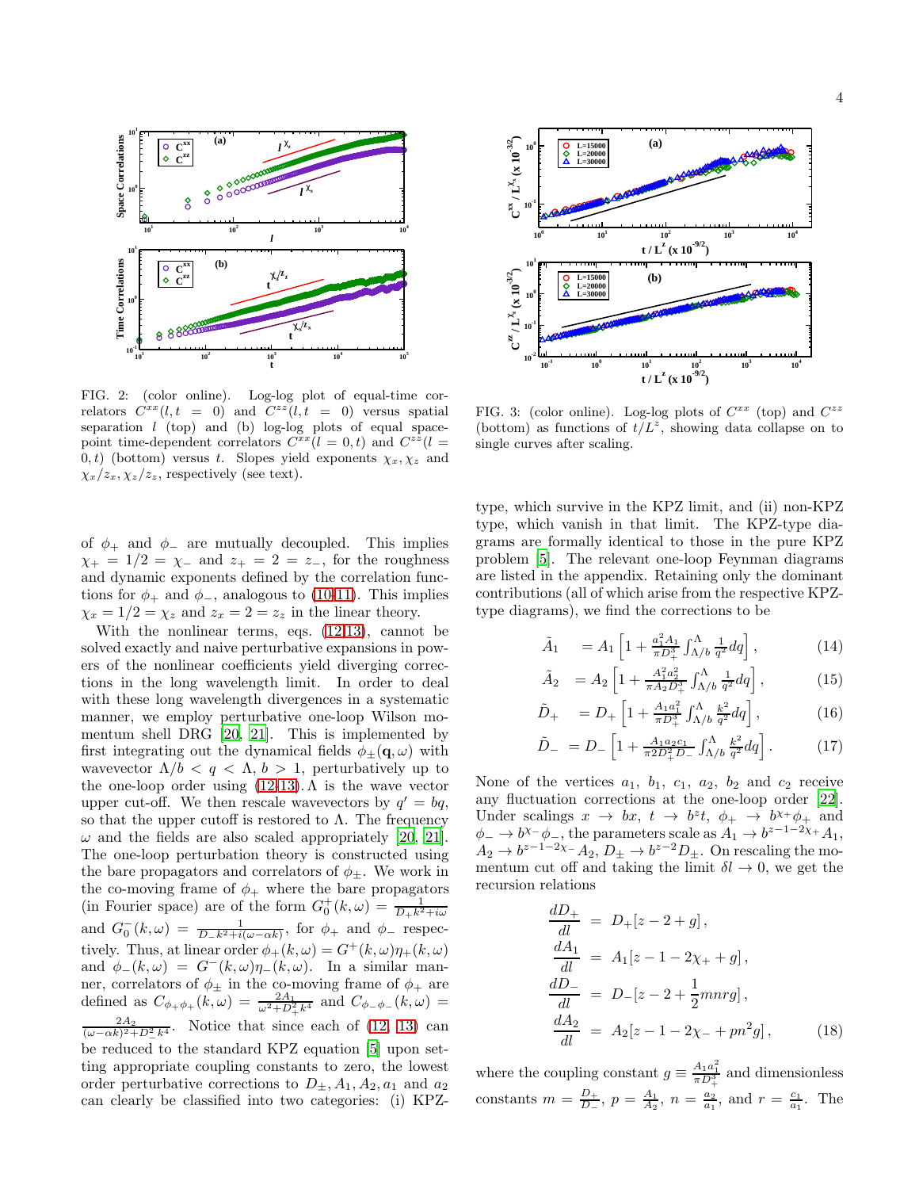FIG. 2: (color online). Log-log plot of equal-time correlators $C^{xx}(l, t = 0)$ and $C^{zz}(l, t = 0)$ versus spatial separation $l$ (top) and (b) log-log plots of equal space-point time-dependent correlators $C^{xx}(l = 0, t)$ and $C^{zz}(l = 0, t)$ (bottom) versus $t$. Slopes yield exponents $\chi_x, \chi_z$ and $\chi_x/z_x, \chi_z/z_z$, respectively (see text).

FIG. 3: (color online). Log-log plots of $C^{xx}$ (top) and $C^{zz}$ (bottom) as functions of $t/L^z$, showing data collapse on to single curves after scaling.

of $\phi_+$ and $\phi_-$ are mutually decoupled. This implies $\chi_+ = 1/2 = \chi_-$ and $z_+ = 2 = z_-$, for the roughness and dynamic exponents defined by the correlation functions for $\phi_+$ and $\phi_-$, analogous to (10,11). This implies $\chi_x = 1/2 = \chi_z$ and $z_x = 2 = z_z$ in the linear theory.

With the nonlinear terms, eqs. (12,13), cannot be solved exactly and naive perturbative expansions in powers of the nonlinear coefficients yield diverging corrections in the long wavelength limit. In order to deal with these long wavelength divergences in a systematic manner, we employ perturbative one-loop Wilson momentum shell DRG [20, 21]. This is implemented by first integrating out the dynamical fields $\phi_\pm(\mathbf{q}, \omega)$ with wavevector $\Lambda/b < q < \Lambda$, $b > 1$, perturbatively up to the one-loop order using (12,13). $\Lambda$ is the wave vector upper cut-off. We then rescale wavevectors by $q' = bq$, so that the upper cutoff is restored to $\Lambda$. The frequency $\omega$ and the fields are also scaled appropriately [20, 21]. The one-loop perturbation theory is constructed using the bare propagators and correlators of $\phi_\pm$. We work in the co-moving frame of $\phi_+$ where the bare propagators (in Fourier space) are of the form $G_0^+(k, \omega) = \frac{1}{D_+ k^2 + i\omega}$ and $G_0^-(k, \omega) = \frac{1}{D_- k^2 + i(\omega - \alpha k)}$, for $\phi_+$ and $\phi_-$ respectively. Thus, at linear order $\phi_+(k, \omega) = G^+(k, \omega)\eta_+(k, \omega)$ and $\phi_-(k, \omega) = G^-(k, \omega)\eta_-(k, \omega)$. In a similar manner, correlators of $\phi_\pm$ in the co-moving frame of $\phi_+$ are defined as $C_{\phi_+\phi_+}(k, \omega) = \frac{2A_1}{\omega^2 + D_+^2 k^4}$ and $C_{\phi_-\phi_-}(k, \omega) = \frac{2A_2}{(\omega - \alpha k)^2 + D_-^2 k^4}$. Notice that since each of (12, 13) can be reduced to the standard KPZ equation [5] upon setting appropriate coupling constants to zero, the lowest order perturbative corrections to $D_\pm, A_1, A_2, a_1$ and $a_2$ can clearly be classified into two categories: (i) KPZ-type, which survive in the KPZ limit, and (ii) non-KPZ type, which vanish in that limit. The KPZ-type diagrams are formally identical to those in the pure KPZ problem [5]. The relevant one-loop Feynman diagrams are listed in the appendix. Retaining only the dominant contributions (all of which arise from the respective KPZ-type diagrams), we find the corrections to be

$$\tilde{A}_1 = A_1 \left[1 + \frac{a_1^2 A_1}{\pi D_+^3} \int_{\Lambda/b}^{\Lambda} \frac{1}{q^2} dq\right], \tag{14}$$

$$\tilde{A}_2 = A_2 \left[1 + \frac{A_1^2 a_2^2}{\pi A_2 D_+^3} \int_{\Lambda/b}^{\Lambda} \frac{1}{q^2} dq\right], \tag{15}$$

$$\tilde{D}_+ = D_+ \left[1 + \frac{A_1 a_1^2}{\pi D_+^3} \int_{\Lambda/b}^{\Lambda} \frac{k^2}{q^2} dq\right], \tag{16}$$

$$\tilde{D}_- = D_- \left[1 + \frac{A_1 a_2 c_1}{\pi 2 D_+^2 D_-} \int_{\Lambda/b}^{\Lambda} \frac{k^2}{q^2} dq\right]. \tag{17}$$

None of the vertices $a_1$, $b_1$, $c_1$, $a_2$, $b_2$ and $c_2$ receive any fluctuation corrections at the one-loop order [22]. Under scalings $x \to bx$, $t \to b^z t$, $\phi_+ \to b^{\chi_+}\phi_+$ and $\phi_- \to b^{\chi_-}\phi_-$, the parameters scale as $A_1 \to b^{z-1-2\chi_+} A_1$, $A_2 \to b^{z-1-2\chi_-} A_2$, $D_\pm \to b^{z-2} D_\pm$. On rescaling the momentum cut off and taking the limit $\delta l \to 0$, we get the recursion relations

$$
\begin{aligned}
\frac{dD_+}{dl} &= D_+[z - 2 + g], \\
\frac{dA_1}{dl} &= A_1[z - 1 - 2\chi_+ + g], \\
\frac{dD_-}{dl} &= D_-[z - 2 + \frac{1}{2}mnrg], \\
\frac{dA_2}{dl} &= A_2[z - 1 - 2\chi_- + pn^2 g],
\end{aligned} \tag{18}
$$

where the coupling constant $g \equiv \frac{A_1 a_1^2}{\pi D_+^3}$ and dimensionless constants $m = \frac{D_+}{D_-}$, $p = \frac{A_1}{A_2}$, $n = \frac{a_2}{a_1}$, and $r = \frac{c_1}{a_1}$. The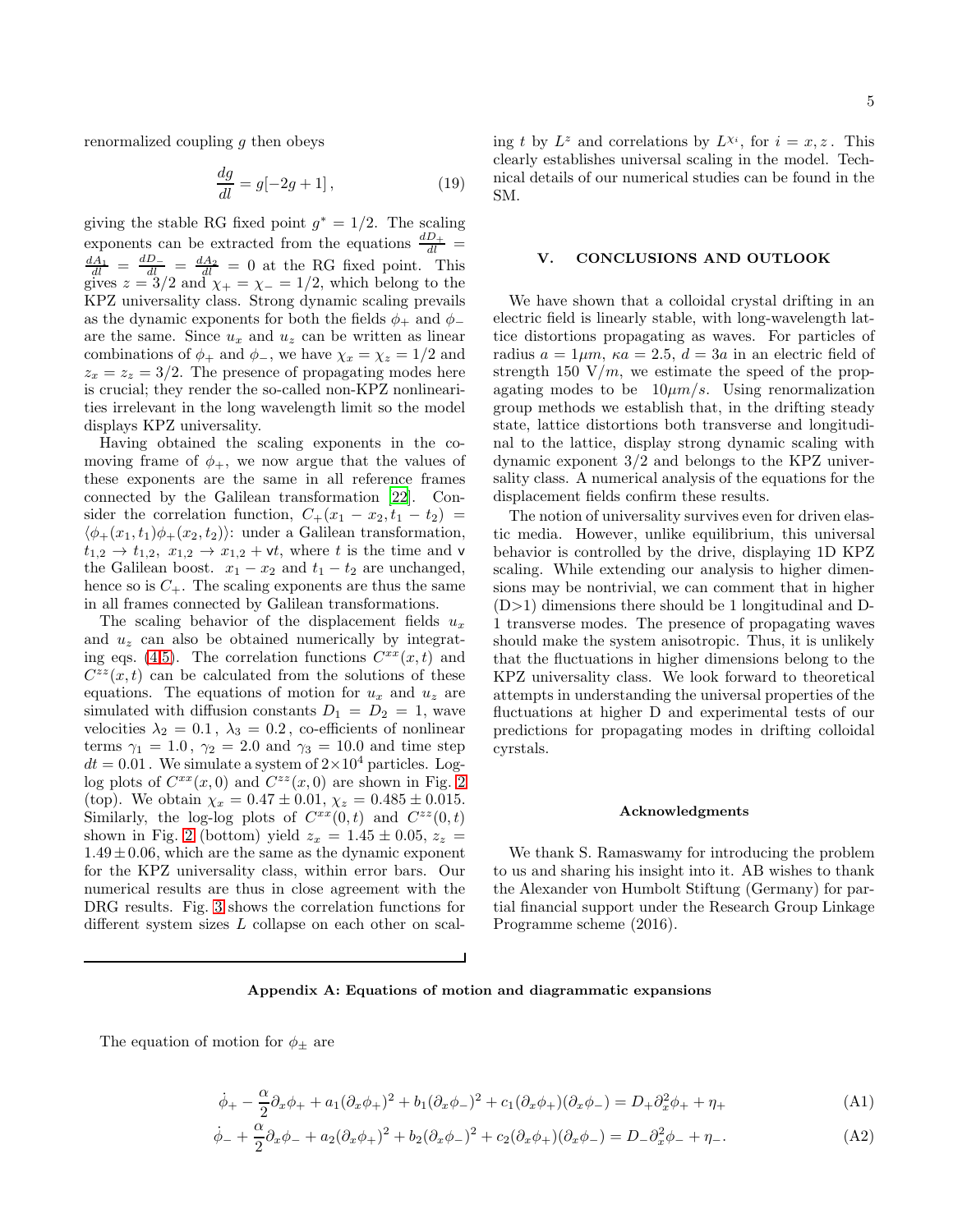renormalized coupling $g$ then obeys

$$\frac{dg}{dl} = g[-2g + 1]\,, \tag{19}$$

giving the stable RG fixed point $g^* = 1/2$. The scaling exponents can be extracted from the equations $\frac{dD_+}{dl} = \frac{dA_1}{dl} = \frac{dD_-}{dl} = \frac{dA_2}{dl} = 0$ at the RG fixed point. This gives $z = 3/2$ and $\chi_+ = \chi_- = 1/2$, which belong to the KPZ universality class. Strong dynamic scaling prevails as the dynamic exponents for both the fields $\phi_+$ and $\phi_-$ are the same. Since $u_x$ and $u_z$ can be written as linear combinations of $\phi_+$ and $\phi_-$, we have $\chi_x = \chi_z = 1/2$ and $z_x = z_z = 3/2$. The presence of propagating modes here is crucial; they render the so-called non-KPZ nonlinearities irrelevant in the long wavelength limit so the model displays KPZ universality.

Having obtained the scaling exponents in the comoving frame of $\phi_+$, we now argue that the values of these exponents are the same in all reference frames connected by the Galilean transformation [22]. Consider the correlation function, $C_+(x_1 - x_2, t_1 - t_2) = \langle \phi_+(x_1,t_1)\phi_+(x_2,t_2)\rangle$: under a Galilean transformation, $t_{1,2} \to t_{1,2},\ x_{1,2} \to x_{1,2} + \mathsf{v}t$, where $t$ is the time and $\mathsf{v}$ the Galilean boost. $x_1 - x_2$ and $t_1 - t_2$ are unchanged, hence so is $C_+$. The scaling exponents are thus the same in all frames connected by Galilean transformations.

The scaling behavior of the displacement fields $u_x$ and $u_z$ can also be obtained numerically by integrating eqs. (4,5). The correlation functions $C^{xx}(x,t)$ and $C^{zz}(x,t)$ can be calculated from the solutions of these equations. The equations of motion for $u_x$ and $u_z$ are simulated with diffusion constants $D_1 = D_2 = 1$, wave velocities $\lambda_2 = 0.1\,,\ \lambda_3 = 0.2\,,$ co-efficients of nonlinear terms $\gamma_1 = 1.0\,,\ \gamma_2 = 2.0$ and $\gamma_3 = 10.0$ and time step $dt = 0.01\,.$ We simulate a system of $2\times10^4$ particles. Log-log plots of $C^{xx}(x,0)$ and $C^{zz}(x,0)$ are shown in Fig. 2 (top). We obtain $\chi_x = 0.47 \pm 0.01$, $\chi_z = 0.485 \pm 0.015$. Similarly, the log-log plots of $C^{xx}(0,t)$ and $C^{zz}(0,t)$ shown in Fig. 2 (bottom) yield $z_x = 1.45 \pm 0.05$, $z_z = 1.49 \pm 0.06$, which are the same as the dynamic exponent for the KPZ universality class, within error bars. Our numerical results are thus in close agreement with the DRG results. Fig. 3 shows the correlation functions for different system sizes $L$ collapse on each other on scaling $t$ by $L^z$ and correlations by $L^{\chi_i}$, for $i = x, z\,.$ This clearly establishes universal scaling in the model. Technical details of our numerical studies can be found in the SM.

## V. CONCLUSIONS AND OUTLOOK

We have shown that a colloidal crystal drifting in an electric field is linearly stable, with long-wavelength lattice distortions propagating as waves. For particles of radius $a = 1\mu m$, $\kappa a = 2.5$, $d = 3a$ in an electric field of strength 150 V$/m$, we estimate the speed of the propagating modes to be $10\mu m/s$. Using renormalization group methods we establish that, in the drifting steady state, lattice distortions both transverse and longitudinal to the lattice, display strong dynamic scaling with dynamic exponent 3/2 and belongs to the KPZ universality class. A numerical analysis of the equations for the displacement fields confirm these results.

The notion of universality survives even for driven elastic media. However, unlike equilibrium, this universal behavior is controlled by the drive, displaying 1D KPZ scaling. While extending our analysis to higher dimensions may be nontrivial, we can comment that in higher (D>1) dimensions there should be 1 longitudinal and D-1 transverse modes. The presence of propagating waves should make the system anisotropic. Thus, it is unlikely that the fluctuations in higher dimensions belong to the KPZ universality class. We look forward to theoretical attempts in understanding the universal properties of the fluctuations at higher D and experimental tests of our predictions for propagating modes in drifting colloidal cyrstals.

### Acknowledgments

We thank S. Ramaswamy for introducing the problem to us and sharing his insight into it. AB wishes to thank the Alexander von Humbolt Stiftung (Germany) for partial financial support under the Research Group Linkage Programme scheme (2016).

## Appendix A: Equations of motion and diagrammatic expansions

The equation of motion for $\phi_\pm$ are

$$\dot{\phi}_+ - \frac{\alpha}{2}\partial_x\phi_+ + a_1(\partial_x\phi_+)^2 + b_1(\partial_x\phi_-)^2 + c_1(\partial_x\phi_+)(\partial_x\phi_-) = D_+\partial_x^2\phi_+ + \eta_+ \tag{A1}$$

$$\dot{\phi}_- + \frac{\alpha}{2}\partial_x\phi_- + a_2(\partial_x\phi_+)^2 + b_2(\partial_x\phi_-)^2 + c_2(\partial_x\phi_+)(\partial_x\phi_-) = D_-\partial_x^2\phi_- + \eta_-. \tag{A2}$$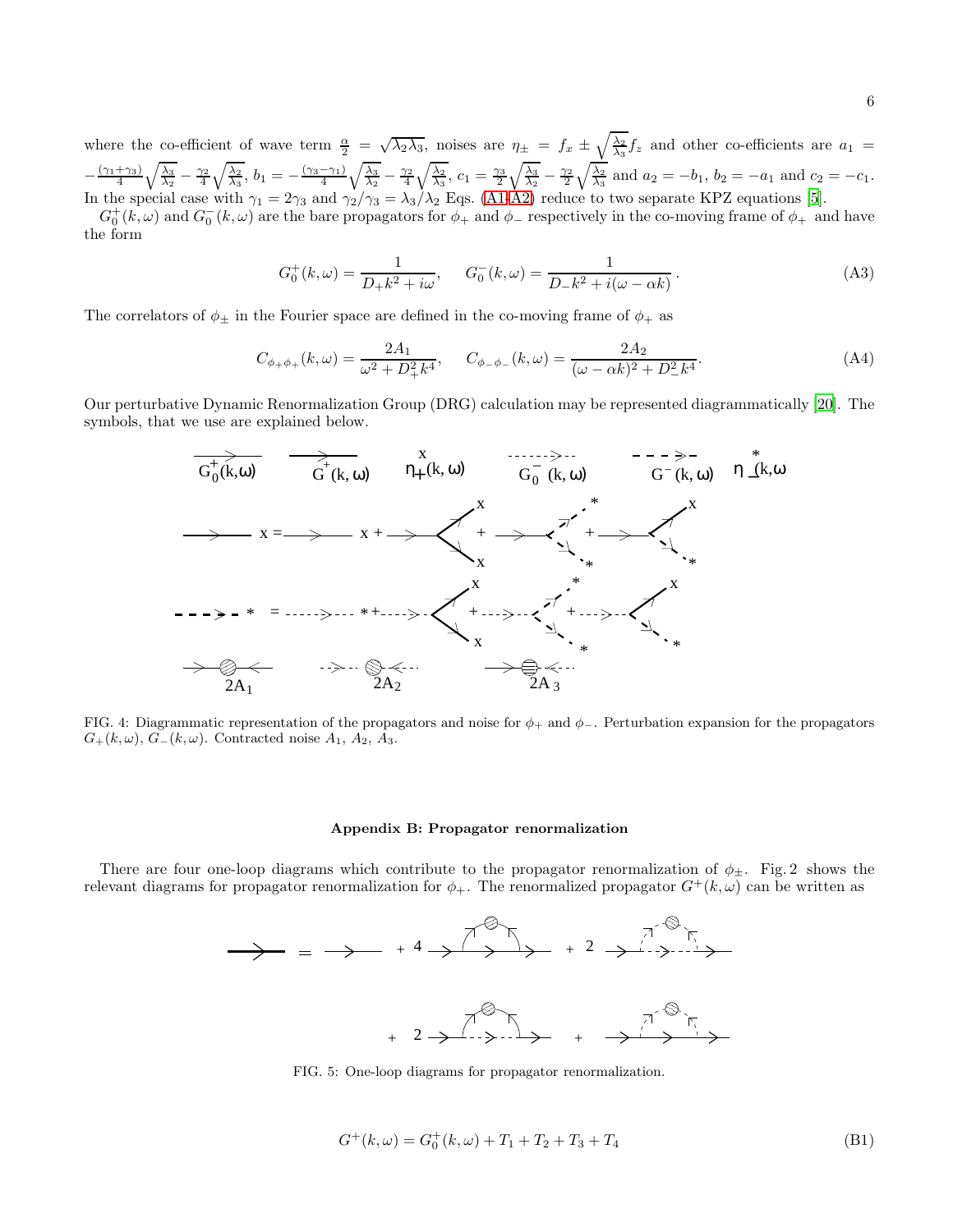where the co-efficient of wave term $\frac{\alpha}{2} = \sqrt{\lambda_2 \lambda_3}$, noises are $\eta_\pm = f_x \pm \sqrt{\frac{\lambda_2}{\lambda_3}} f_z$ and other co-efficients are $a_1 = -\frac{(\gamma_1+\gamma_3)}{4}\sqrt{\frac{\lambda_3}{\lambda_2}} - \frac{\gamma_2}{4}\sqrt{\frac{\lambda_2}{\lambda_3}}$, $b_1 = -\frac{(\gamma_3-\gamma_1)}{4}\sqrt{\frac{\lambda_3}{\lambda_2}} - \frac{\gamma_2}{4}\sqrt{\frac{\lambda_2}{\lambda_3}}$, $c_1 = \frac{\gamma_3}{2}\sqrt{\frac{\lambda_3}{\lambda_2}} - \frac{\gamma_2}{2}\sqrt{\frac{\lambda_2}{\lambda_3}}$ and $a_2 = -b_1$, $b_2 = -a_1$ and $c_2 = -c_1$. In the special case with $\gamma_1 = 2\gamma_3$ and $\gamma_2/\gamma_3 = \lambda_3/\lambda_2$ Eqs. (A1-A2) reduce to two separate KPZ equations [5].

$G_0^+(k,\omega)$ and $G_0^-(k,\omega)$ are the bare propagators for $\phi_+$ and $\phi_-$ respectively in the co-moving frame of $\phi_+$ and have the form

$$G_0^+(k,\omega) = \frac{1}{D_+k^2 + i\omega}, \qquad G_0^-(k,\omega) = \frac{1}{D_-k^2 + i(\omega - \alpha k)}. \tag{A3}$$

The correlators of $\phi_\pm$ in the Fourier space are defined in the co-moving frame of $\phi_+$ as

$$C_{\phi_+\phi_+}(k,\omega) = \frac{2A_1}{\omega^2 + D_+^2 k^4}, \qquad C_{\phi_-\phi_-}(k,\omega) = \frac{2A_2}{(\omega-\alpha k)^2 + D_-^2 k^4}. \tag{A4}$$

Our perturbative Dynamic Renormalization Group (DRG) calculation may be represented diagrammatically [20]. The symbols, that we use are explained below.

FIG. 4: Diagrammatic representation of the propagators and noise for $\phi_+$ and $\phi_-$. Perturbation expansion for the propagators $G_+(k,\omega)$, $G_-(k,\omega)$. Contracted noise $A_1$, $A_2$, $A_3$.

## Appendix B: Propagator renormalization

There are four one-loop diagrams which contribute to the propagator renormalization of $\phi_\pm$. Fig. 2 shows the relevant diagrams for propagator renormalization for $\phi_+$. The renormalized propagator $G^+(k,\omega)$ can be written as

FIG. 5: One-loop diagrams for propagator renormalization.

$$G^+(k,\omega) = G_0^+(k,\omega) + T_1 + T_2 + T_3 + T_4 \tag{B1}$$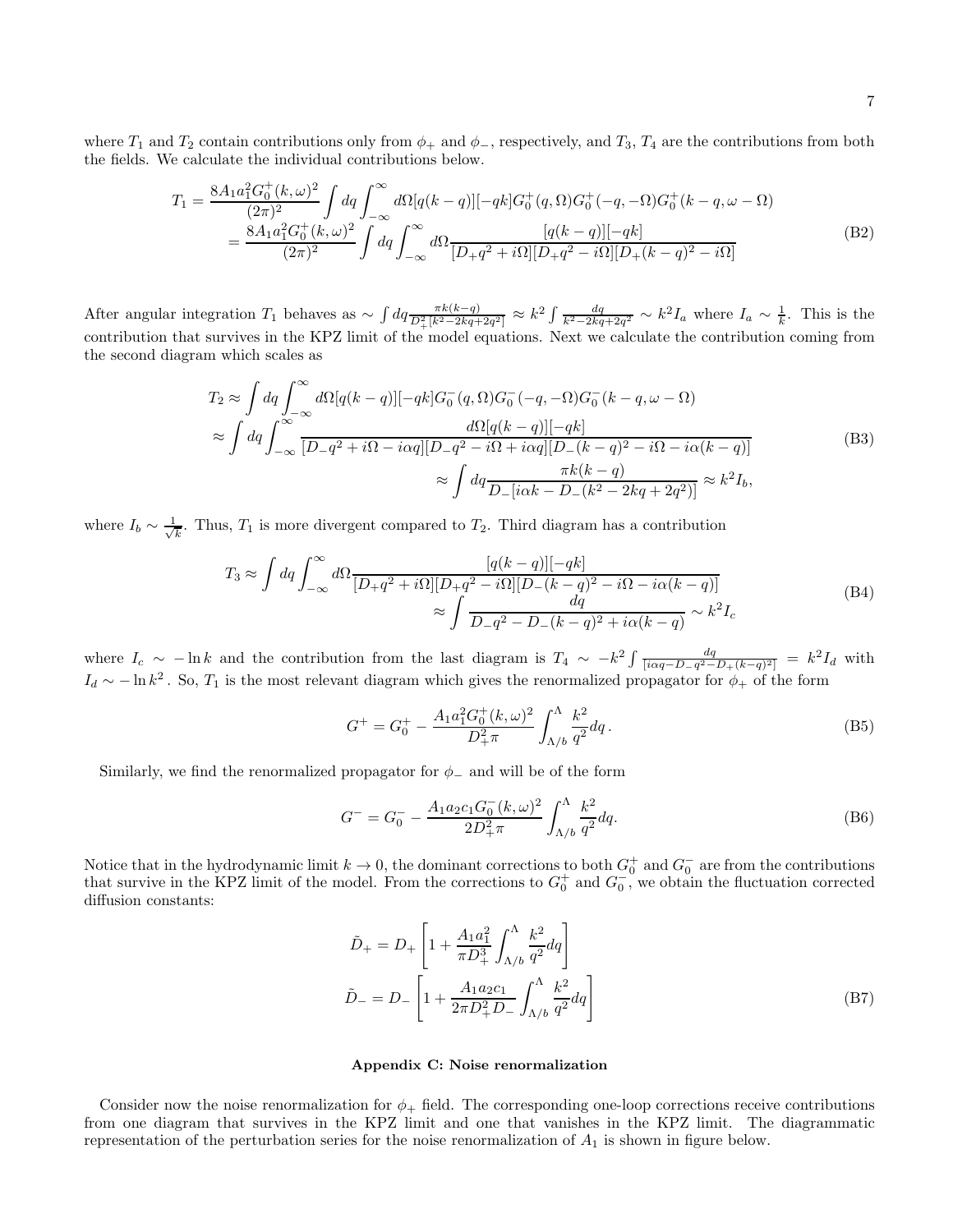where $T_1$ and $T_2$ contain contributions only from $\phi_+$ and $\phi_-$, respectively, and $T_3$, $T_4$ are the contributions from both the fields. We calculate the individual contributions below.

$$
\begin{aligned}
T_1 &= \frac{8A_1 a_1^2 G_0^+(k,\omega)^2}{(2\pi)^2}\int dq \int_{-\infty}^{\infty} d\Omega [q(k-q)][-qk] G_0^+(q,\Omega) G_0^+(-q,-\Omega) G_0^+(k-q,\omega-\Omega) \\
&= \frac{8A_1 a_1^2 G_0^+(k,\omega)^2}{(2\pi)^2}\int dq \int_{-\infty}^{\infty} d\Omega \frac{[q(k-q)][-qk]}{[D_+q^2+i\Omega][D_+q^2-i\Omega][D_+(k-q)^2-i\Omega]}
\end{aligned}
\tag{B2}
$$

After angular integration $T_1$ behaves as $\sim \int dq \frac{\pi k(k-q)}{D_+^2[k^2-2kq+2q^2]} \approx k^2 \int \frac{dq}{k^2-2kq+2q^2} \sim k^2 I_a$ where $I_a \sim \frac{1}{k}$. This is the contribution that survives in the KPZ limit of the model equations. Next we calculate the contribution coming from the second diagram which scales as

$$
\begin{aligned}
T_2 &\approx \int dq \int_{-\infty}^{\infty} d\Omega [q(k-q)][-qk] G_0^-(q,\Omega) G_0^-(-q,-\Omega) G_0^-(k-q,\omega-\Omega) \\
&\approx \int dq \int_{-\infty}^{\infty} \frac{d\Omega [q(k-q)][-qk]}{[D_-q^2+i\Omega-i\alpha q][D_-q^2-i\Omega+i\alpha q][D_-(k-q)^2-i\Omega-i\alpha(k-q)]} \\
&\qquad\qquad\qquad\approx \int dq \frac{\pi k(k-q)}{D_-[i\alpha k - D_-(k^2-2kq+2q^2)]} \approx k^2 I_b,
\end{aligned}
\tag{B3}
$$

where $I_b \sim \frac{1}{\sqrt{k}}$. Thus, $T_1$ is more divergent compared to $T_2$. Third diagram has a contribution

$$
\begin{aligned}
T_3 &\approx \int dq \int_{-\infty}^{\infty} d\Omega \frac{[q(k-q)][-qk]}{[D_+q^2+i\Omega][D_+q^2-i\Omega][D_-(k-q)^2-i\Omega-i\alpha(k-q)]} \\
&\qquad\qquad\approx \int \frac{dq}{D_-q^2 - D_-(k-q)^2 + i\alpha(k-q)} \sim k^2 I_c
\end{aligned}
\tag{B4}
$$

where $I_c \sim -\ln k$ and the contribution from the last diagram is $T_4 \sim -k^2 \int \frac{dq}{[i\alpha q - D_-q^2 - D_+(k-q)^2]} = k^2 I_d$ with $I_d \sim -\ln k^2$. So, $T_1$ is the most relevant diagram which gives the renormalized propagator for $\phi_+$ of the form

$$
G^+ = G_0^+ - \frac{A_1 a_1^2 G_0^+(k,\omega)^2}{D_+^2 \pi} \int_{\Lambda/b}^{\Lambda} \frac{k^2}{q^2} dq\,.
\tag{B5}
$$

Similarly, we find the renormalized propagator for $\phi_-$ and will be of the form

$$
G^- = G_0^- - \frac{A_1 a_2 c_1 G_0^-(k,\omega)^2}{2D_+^2 \pi} \int_{\Lambda/b}^{\Lambda} \frac{k^2}{q^2} dq.
\tag{B6}
$$

Notice that in the hydrodynamic limit $k \to 0$, the dominant corrections to both $G_0^+$ and $G_0^-$ are from the contributions that survive in the KPZ limit of the model. From the corrections to $G_0^+$ and $G_0^-$, we obtain the fluctuation corrected diffusion constants:

$$
\begin{aligned}
\tilde{D}_+ &= D_+\left[1 + \frac{A_1 a_1^2}{\pi D_+^3}\int_{\Lambda/b}^{\Lambda} \frac{k^2}{q^2} dq\right] \\
\tilde{D}_- &= D_-\left[1 + \frac{A_1 a_2 c_1}{2\pi D_+^2 D_-}\int_{\Lambda/b}^{\Lambda} \frac{k^2}{q^2} dq\right]
\end{aligned}
\tag{B7}
$$

## Appendix C: Noise renormalization

Consider now the noise renormalization for $\phi_+$ field. The corresponding one-loop corrections receive contributions from one diagram that survives in the KPZ limit and one that vanishes in the KPZ limit. The diagrammatic representation of the perturbation series for the noise renormalization of $A_1$ is shown in figure below.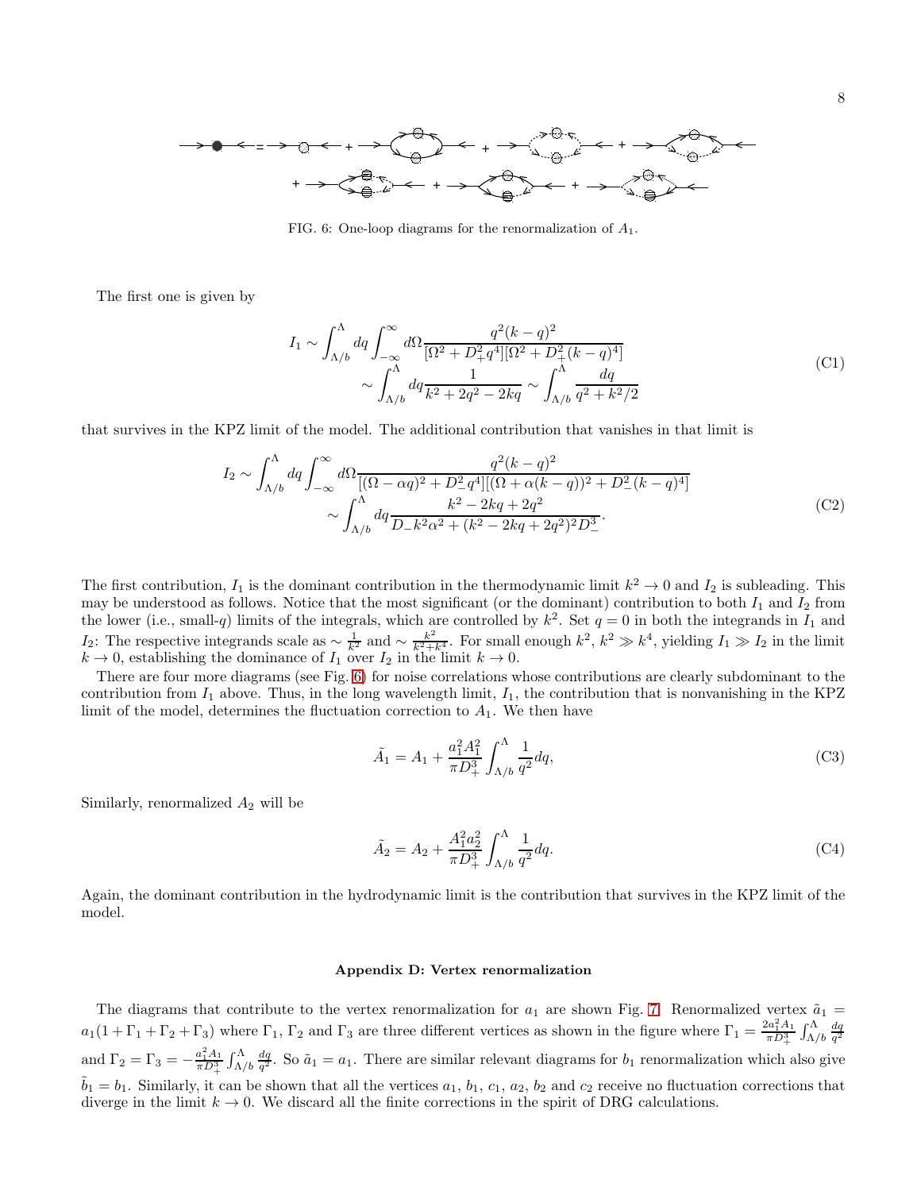FIG. 6: One-loop diagrams for the renormalization of $A_1$.

The first one is given by

$$I_1 \sim \int_{\Lambda/b}^{\Lambda} dq \int_{-\infty}^{\infty} d\Omega \frac{q^2(k-q)^2}{[\Omega^2 + D_+^2 q^4][\Omega^2 + D_+^2(k-q)^4]} \sim \int_{\Lambda/b}^{\Lambda} dq \frac{1}{k^2 + 2q^2 - 2kq} \sim \int_{\Lambda/b}^{\Lambda} \frac{dq}{q^2 + k^2/2} \tag{C1}$$

that survives in the KPZ limit of the model. The additional contribution that vanishes in that limit is

$$I_2 \sim \int_{\Lambda/b}^{\Lambda} dq \int_{-\infty}^{\infty} d\Omega \frac{q^2(k-q)^2}{[(\Omega - \alpha q)^2 + D_-^2 q^4][(\Omega + \alpha(k-q))^2 + D_-^2(k-q)^4]} \sim \int_{\Lambda/b}^{\Lambda} dq \frac{k^2 - 2kq + 2q^2}{D_- k^2 \alpha^2 + (k^2 - 2kq + 2q^2)^2 D_-^3}. \tag{C2}$$

The first contribution, $I_1$ is the dominant contribution in the thermodynamic limit $k^2 \to 0$ and $I_2$ is subleading. This may be understood as follows. Notice that the most significant (or the dominant) contribution to both $I_1$ and $I_2$ from the lower (i.e., small-$q$) limits of the integrals, which are controlled by $k^2$. Set $q = 0$ in both the integrands in $I_1$ and $I_2$: The respective integrands scale as $\sim \frac{1}{k^2}$ and $\sim \frac{k^2}{k^2 + k^4}$. For small enough $k^2$, $k^2 \gg k^4$, yielding $I_1 \gg I_2$ in the limit $k \to 0$, establishing the dominance of $I_1$ over $I_2$ in the limit $k \to 0$.

There are four more diagrams (see Fig. 6) for noise correlations whose contributions are clearly subdominant to the contribution from $I_1$ above. Thus, in the long wavelength limit, $I_1$, the contribution that is nonvanishing in the KPZ limit of the model, determines the fluctuation correction to $A_1$. We then have

$$\tilde{A}_1 = A_1 + \frac{a_1^2 A_1^2}{\pi D_+^3} \int_{\Lambda/b}^{\Lambda} \frac{1}{q^2} dq, \tag{C3}$$

Similarly, renormalized $A_2$ will be

$$\tilde{A}_2 = A_2 + \frac{A_1^2 a_2^2}{\pi D_+^3} \int_{\Lambda/b}^{\Lambda} \frac{1}{q^2} dq. \tag{C4}$$

Again, the dominant contribution in the hydrodynamic limit is the contribution that survives in the KPZ limit of the model.

### Appendix D: Vertex renormalization

The diagrams that contribute to the vertex renormalization for $a_1$ are shown Fig. 7. Renormalized vertex $\tilde{a}_1 = a_1(1 + \Gamma_1 + \Gamma_2 + \Gamma_3)$ where $\Gamma_1$, $\Gamma_2$ and $\Gamma_3$ are three different vertices as shown in the figure where $\Gamma_1 = \frac{2a_1^2 A_1}{\pi D_+^3} \int_{\Lambda/b}^{\Lambda} \frac{dq}{q^2}$ and $\Gamma_2 = \Gamma_3 = -\frac{a_1^2 A_1}{\pi D_+^3} \int_{\Lambda/b}^{\Lambda} \frac{dq}{q^2}$. So $\tilde{a}_1 = a_1$. There are similar relevant diagrams for $b_1$ renormalization which also give $\tilde{b}_1 = b_1$. Similarly, it can be shown that all the vertices $a_1$, $b_1$, $c_1$, $a_2$, $b_2$ and $c_2$ receive no fluctuation corrections that diverge in the limit $k \to 0$. We discard all the finite corrections in the spirit of DRG calculations.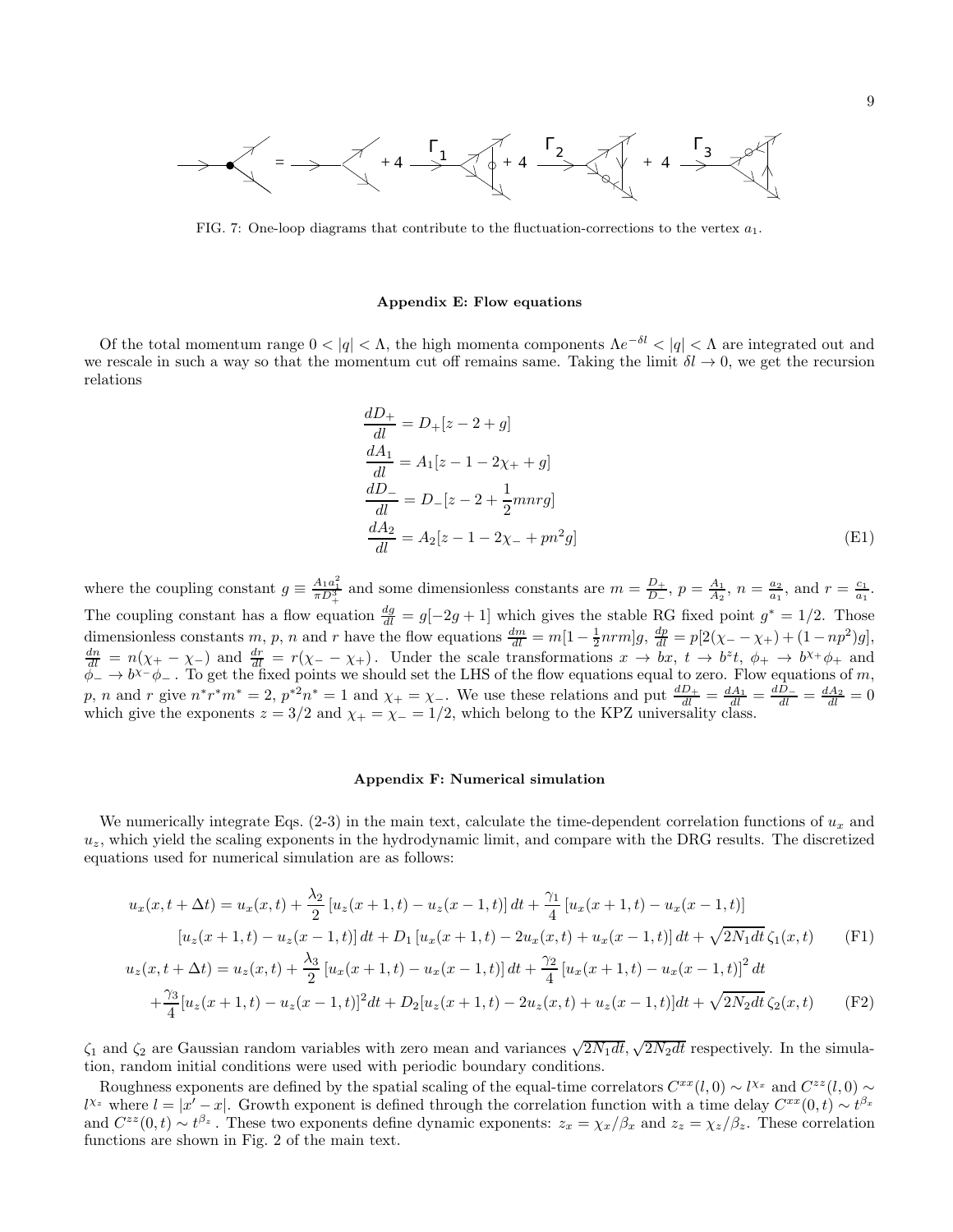FIG. 7: One-loop diagrams that contribute to the fluctuation-corrections to the vertex $a_1$.

### Appendix E: Flow equations

Of the total momentum range $0 < |q| < \Lambda$, the high momenta components $\Lambda e^{-\delta l} < |q| < \Lambda$ are integrated out and we rescale in such a way so that the momentum cut off remains same. Taking the limit $\delta l \to 0$, we get the recursion relations

$$
\begin{aligned}
\frac{dD_+}{dl} &= D_+[z - 2 + g] \\
\frac{dA_1}{dl} &= A_1[z - 1 - 2\chi_+ + g] \\
\frac{dD_-}{dl} &= D_-[z - 2 + \frac{1}{2}mnrg] \\
\frac{dA_2}{dl} &= A_2[z - 1 - 2\chi_- + pn^2 g]
\end{aligned}
\tag{E1}
$$

where the coupling constant $g \equiv \frac{A_1 a_1^2}{\pi D_+^3}$ and some dimensionless constants are $m = \frac{D_+}{D_-}$, $p = \frac{A_1}{A_2}$, $n = \frac{a_2}{a_1}$, and $r = \frac{c_1}{a_1}$. The coupling constant has a flow equation $\frac{dg}{dl} = g[-2g + 1]$ which gives the stable RG fixed point $g^* = 1/2$. Those dimensionless constants $m$, $p$, $n$ and $r$ have the flow equations $\frac{dm}{dl} = m[1 - \frac{1}{2}nrm]g$, $\frac{dp}{dl} = p[2(\chi_- - \chi_+) + (1 - np^2)g]$, $\frac{dn}{dl} = n(\chi_+ - \chi_-)$ and $\frac{dr}{dl} = r(\chi_- - \chi_+)$. Under the scale transformations $x \to bx$, $t \to b^z t$, $\phi_+ \to b^{\chi_+}\phi_+$ and $\phi_- \to b^{\chi_-}\phi_-$. To get the fixed points we should set the LHS of the flow equations equal to zero. Flow equations of $m$, $p$, $n$ and $r$ give $n^* r^* m^* = 2$, $p^{*2} n^* = 1$ and $\chi_+ = \chi_-$. We use these relations and put $\frac{dD_+}{dl} = \frac{dA_1}{dl} = \frac{dD_-}{dl} = \frac{dA_2}{dl} = 0$ which give the exponents $z = 3/2$ and $\chi_+ = \chi_- = 1/2$, which belong to the KPZ universality class.

### Appendix F: Numerical simulation

We numerically integrate Eqs. (2-3) in the main text, calculate the time-dependent correlation functions of $u_x$ and $u_z$, which yield the scaling exponents in the hydrodynamic limit, and compare with the DRG results. The discretized equations used for numerical simulation are as follows:

$$
\begin{aligned}
u_x(x, t + \Delta t) = u_x(x, t) &+ \frac{\lambda_2}{2}\left[u_z(x+1, t) - u_z(x-1, t)\right]dt + \frac{\gamma_1}{4}\left[u_x(x+1, t) - u_x(x-1, t)\right] \\
&\left[u_z(x+1, t) - u_z(x-1, t)\right]dt + D_1\left[u_x(x+1, t) - 2u_x(x, t) + u_x(x-1, t)\right]dt + \sqrt{2N_1 dt}\,\zeta_1(x, t)
\end{aligned}
\tag{F1}
$$

$$
\begin{aligned}
u_z(x, t + \Delta t) = u_z(x, t) &+ \frac{\lambda_3}{2}\left[u_x(x+1, t) - u_x(x-1, t)\right]dt + \frac{\gamma_2}{4}\left[u_x(x+1, t) - u_x(x-1, t)\right]^2 dt \\
&+ \frac{\gamma_3}{4}[u_z(x+1, t) - u_z(x-1, t)]^2 dt + D_2[u_z(x+1, t) - 2u_z(x, t) + u_z(x-1, t)]dt + \sqrt{2N_2 dt}\,\zeta_2(x, t)
\end{aligned}
\tag{F2}
$$

$\zeta_1$ and $\zeta_2$ are Gaussian random variables with zero mean and variances $\sqrt{2N_1 dt}$, $\sqrt{2N_2 dt}$ respectively. In the simulation, random initial conditions were used with periodic boundary conditions.

Roughness exponents are defined by the spatial scaling of the equal-time correlators $C^{xx}(l, 0) \sim l^{\chi_x}$ and $C^{zz}(l, 0) \sim l^{\chi_z}$ where $l = |x' - x|$. Growth exponent is defined through the correlation function with a time delay $C^{xx}(0, t) \sim t^{\beta_x}$ and $C^{zz}(0, t) \sim t^{\beta_z}$. These two exponents define dynamic exponents: $z_x = \chi_x/\beta_x$ and $z_z = \chi_z/\beta_z$. These correlation functions are shown in Fig. 2 of the main text.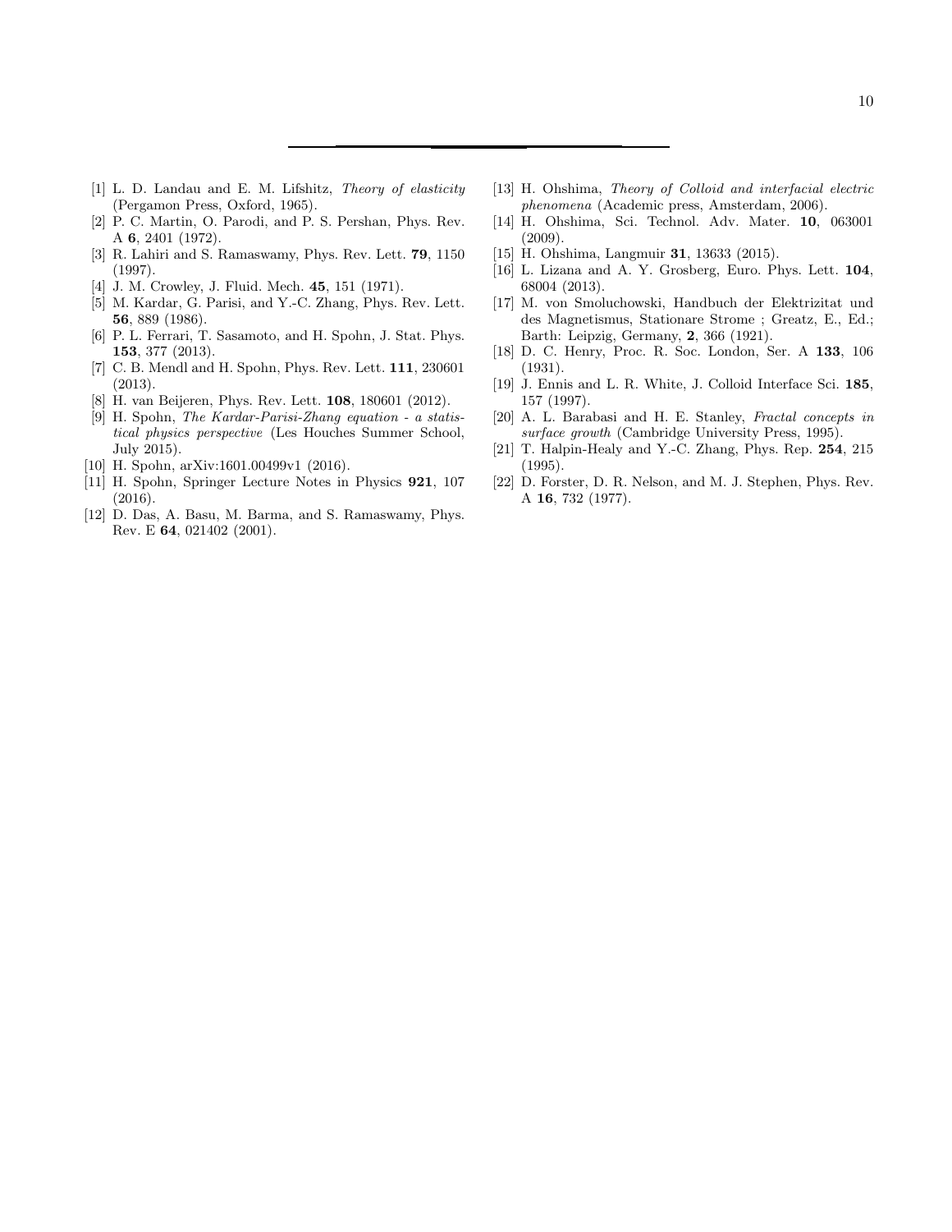[1] L. D. Landau and E. M. Lifshitz, *Theory of elasticity* (Pergamon Press, Oxford, 1965).

[2] P. C. Martin, O. Parodi, and P. S. Pershan, Phys. Rev. A **6**, 2401 (1972).

[3] R. Lahiri and S. Ramaswamy, Phys. Rev. Lett. **79**, 1150 (1997).

[4] J. M. Crowley, J. Fluid. Mech. **45**, 151 (1971).

[5] M. Kardar, G. Parisi, and Y.-C. Zhang, Phys. Rev. Lett. **56**, 889 (1986).

[6] P. L. Ferrari, T. Sasamoto, and H. Spohn, J. Stat. Phys. **153**, 377 (2013).

[7] C. B. Mendl and H. Spohn, Phys. Rev. Lett. **111**, 230601 (2013).

[8] H. van Beijeren, Phys. Rev. Lett. **108**, 180601 (2012).

[9] H. Spohn, *The Kardar-Parisi-Zhang equation - a statistical physics perspective* (Les Houches Summer School, July 2015).

[10] H. Spohn, arXiv:1601.00499v1 (2016).

[11] H. Spohn, Springer Lecture Notes in Physics **921**, 107 (2016).

[12] D. Das, A. Basu, M. Barma, and S. Ramaswamy, Phys. Rev. E **64**, 021402 (2001).

[13] H. Ohshima, *Theory of Colloid and interfacial electric phenomena* (Academic press, Amsterdam, 2006).

[14] H. Ohshima, Sci. Technol. Adv. Mater. **10**, 063001 (2009).

[15] H. Ohshima, Langmuir **31**, 13633 (2015).

[16] L. Lizana and A. Y. Grosberg, Euro. Phys. Lett. **104**, 68004 (2013).

[17] M. von Smoluchowski, Handbuch der Elektrizitat und des Magnetismus, Stationare Strome ; Greatz, E., Ed.; Barth: Leipzig, Germany, **2**, 366 (1921).

[18] D. C. Henry, Proc. R. Soc. London, Ser. A **133**, 106 (1931).

[19] J. Ennis and L. R. White, J. Colloid Interface Sci. **185**, 157 (1997).

[20] A. L. Barabasi and H. E. Stanley, *Fractal concepts in surface growth* (Cambridge University Press, 1995).

[21] T. Halpin-Healy and Y.-C. Zhang, Phys. Rep. **254**, 215 (1995).

[22] D. Forster, D. R. Nelson, and M. J. Stephen, Phys. Rev. A **16**, 732 (1977).